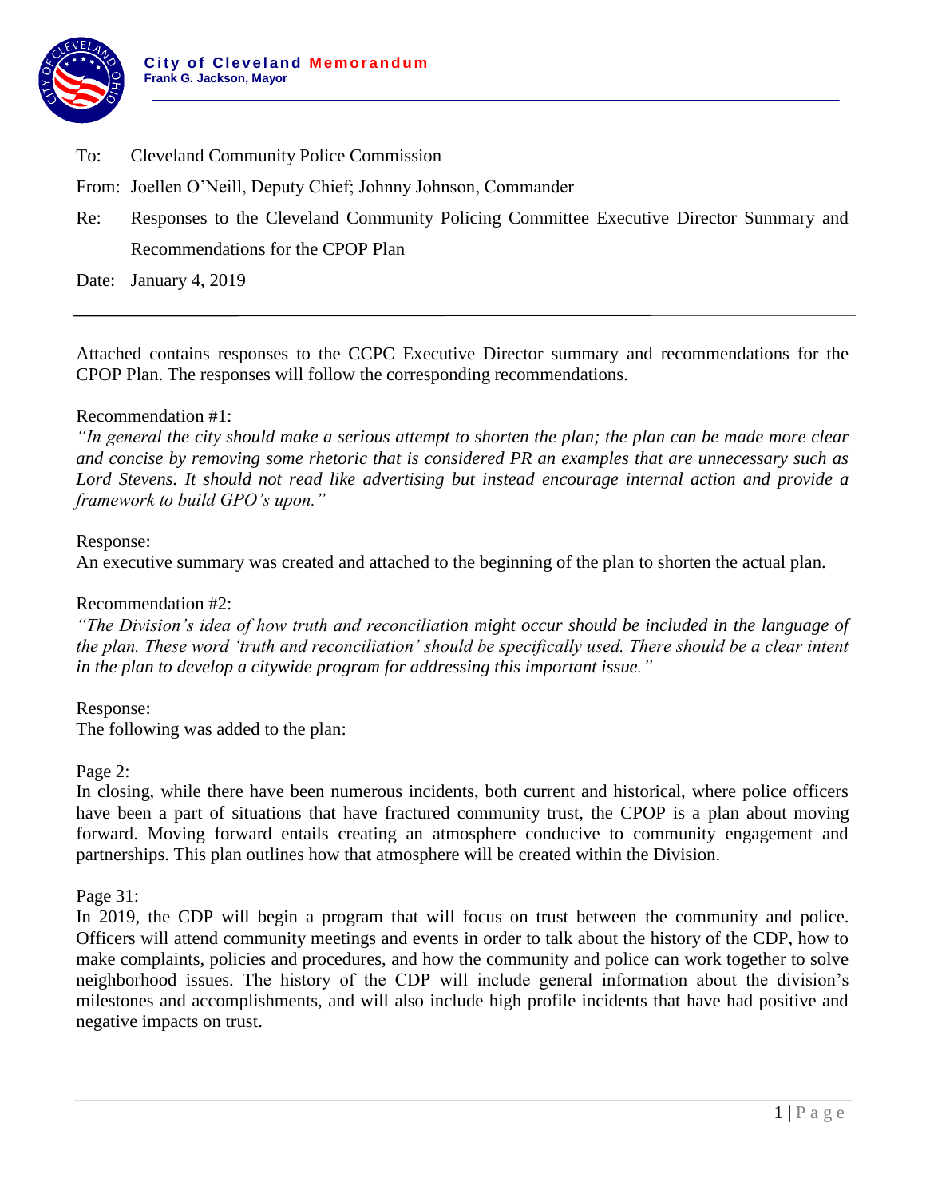**City of Cleveland Memorandum**
**Frank G. Jackson, Mayor**

To: Cleveland Community Police Commission

From: Joellen O'Neill, Deputy Chief; Johnny Johnson, Commander

Re: Responses to the Cleveland Community Policing Committee Executive Director Summary and Recommendations for the CPOP Plan

Date: January 4, 2019

---

Attached contains responses to the CCPC Executive Director summary and recommendations for the CPOP Plan. The responses will follow the corresponding recommendations.

Recommendation #1:

*"In general the city should make a serious attempt to shorten the plan; the plan can be made more clear and concise by removing some rhetoric that is considered PR an examples that are unnecessary such as Lord Stevens. It should not read like advertising but instead encourage internal action and provide a framework to build GPO's upon."*

Response:

An executive summary was created and attached to the beginning of the plan to shorten the actual plan.

Recommendation #2:

*"The Division's idea of how truth and reconciliation might occur should be included in the language of the plan. These word 'truth and reconciliation' should be specifically used. There should be a clear intent in the plan to develop a citywide program for addressing this important issue."*

Response:

The following was added to the plan:

Page 2:

In closing, while there have been numerous incidents, both current and historical, where police officers have been a part of situations that have fractured community trust, the CPOP is a plan about moving forward. Moving forward entails creating an atmosphere conducive to community engagement and partnerships. This plan outlines how that atmosphere will be created within the Division.

Page 31:

In 2019, the CDP will begin a program that will focus on trust between the community and police. Officers will attend community meetings and events in order to talk about the history of the CDP, how to make complaints, policies and procedures, and how the community and police can work together to solve neighborhood issues. The history of the CDP will include general information about the division's milestones and accomplishments, and will also include high profile incidents that have had positive and negative impacts on trust.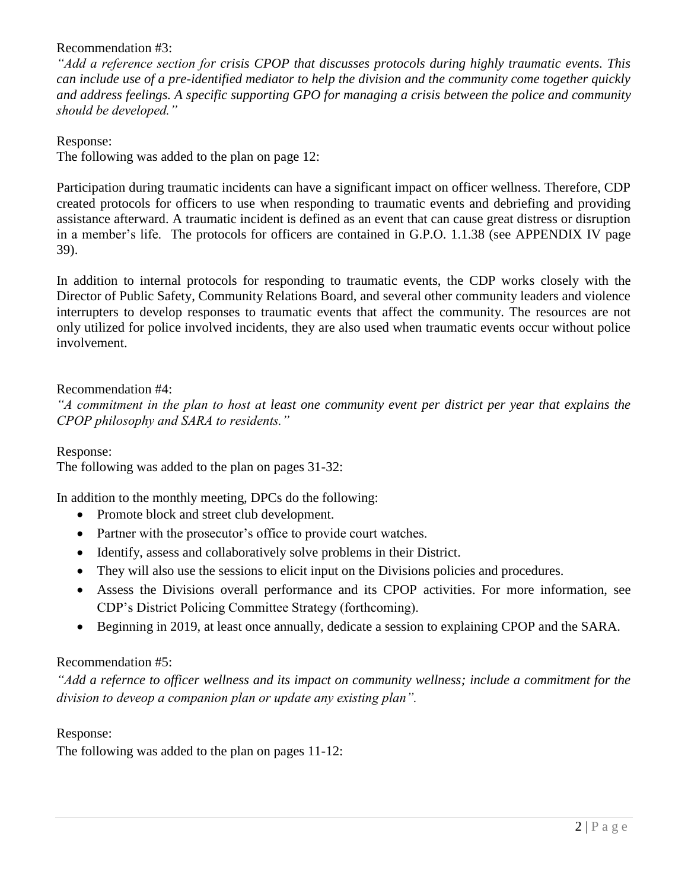Recommendation #3:

*"Add a reference section for crisis CPOP that discusses protocols during highly traumatic events. This can include use of a pre-identified mediator to help the division and the community come together quickly and address feelings. A specific supporting GPO for managing a crisis between the police and community should be developed."*

Response:

The following was added to the plan on page 12:

Participation during traumatic incidents can have a significant impact on officer wellness. Therefore, CDP created protocols for officers to use when responding to traumatic events and debriefing and providing assistance afterward. A traumatic incident is defined as an event that can cause great distress or disruption in a member's life. The protocols for officers are contained in G.P.O. 1.1.38 (see APPENDIX IV page 39).

In addition to internal protocols for responding to traumatic events, the CDP works closely with the Director of Public Safety, Community Relations Board, and several other community leaders and violence interrupters to develop responses to traumatic events that affect the community. The resources are not only utilized for police involved incidents, they are also used when traumatic events occur without police involvement.

Recommendation #4:

*"A commitment in the plan to host at least one community event per district per year that explains the CPOP philosophy and SARA to residents."*

Response:

The following was added to the plan on pages 31-32:

In addition to the monthly meeting, DPCs do the following:

- Promote block and street club development.
- Partner with the prosecutor's office to provide court watches.
- Identify, assess and collaboratively solve problems in their District.
- They will also use the sessions to elicit input on the Divisions policies and procedures.
- Assess the Divisions overall performance and its CPOP activities. For more information, see CDP's District Policing Committee Strategy (forthcoming).
- Beginning in 2019, at least once annually, dedicate a session to explaining CPOP and the SARA.

Recommendation #5:

*"Add a refernce to officer wellness and its impact on community wellness; include a commitment for the division to deveop a companion plan or update any existing plan".*

Response:

The following was added to the plan on pages 11-12: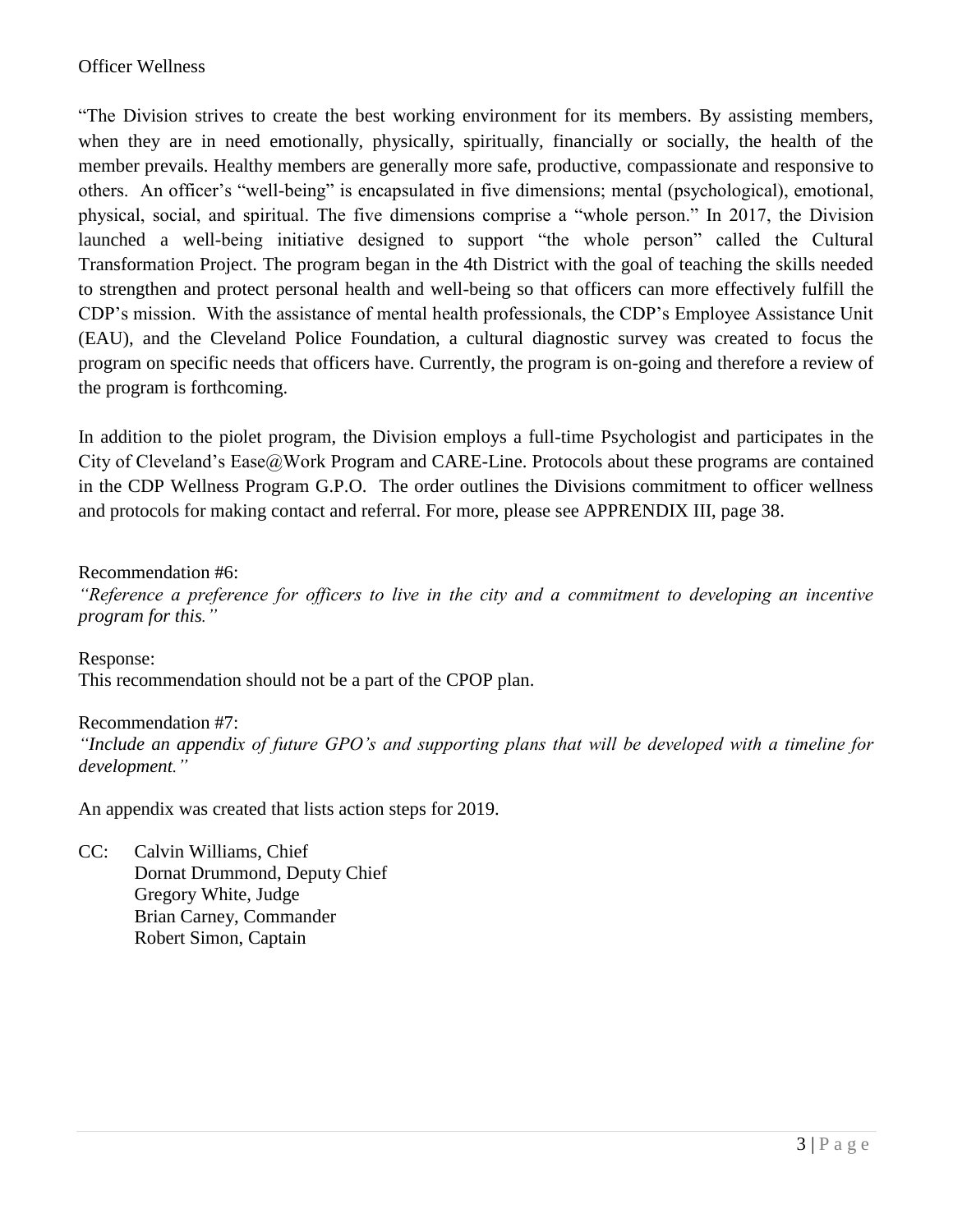Officer Wellness

"The Division strives to create the best working environment for its members. By assisting members, when they are in need emotionally, physically, spiritually, financially or socially, the health of the member prevails. Healthy members are generally more safe, productive, compassionate and responsive to others. An officer's "well-being" is encapsulated in five dimensions; mental (psychological), emotional, physical, social, and spiritual. The five dimensions comprise a "whole person." In 2017, the Division launched a well-being initiative designed to support "the whole person" called the Cultural Transformation Project. The program began in the 4th District with the goal of teaching the skills needed to strengthen and protect personal health and well-being so that officers can more effectively fulfill the CDP's mission. With the assistance of mental health professionals, the CDP's Employee Assistance Unit (EAU), and the Cleveland Police Foundation, a cultural diagnostic survey was created to focus the program on specific needs that officers have. Currently, the program is on-going and therefore a review of the program is forthcoming.

In addition to the piolet program, the Division employs a full-time Psychologist and participates in the City of Cleveland's Ease@Work Program and CARE-Line. Protocols about these programs are contained in the CDP Wellness Program G.P.O. The order outlines the Divisions commitment to officer wellness and protocols for making contact and referral. For more, please see APPRENDIX III, page 38.

Recommendation #6:
*"Reference a preference for officers to live in the city and a commitment to developing an incentive program for this."*

Response:
This recommendation should not be a part of the CPOP plan.

Recommendation #7:
*"Include an appendix of future GPO's and supporting plans that will be developed with a timeline for development."*

An appendix was created that lists action steps for 2019.

CC: Calvin Williams, Chief
Dornat Drummond, Deputy Chief
Gregory White, Judge
Brian Carney, Commander
Robert Simon, Captain